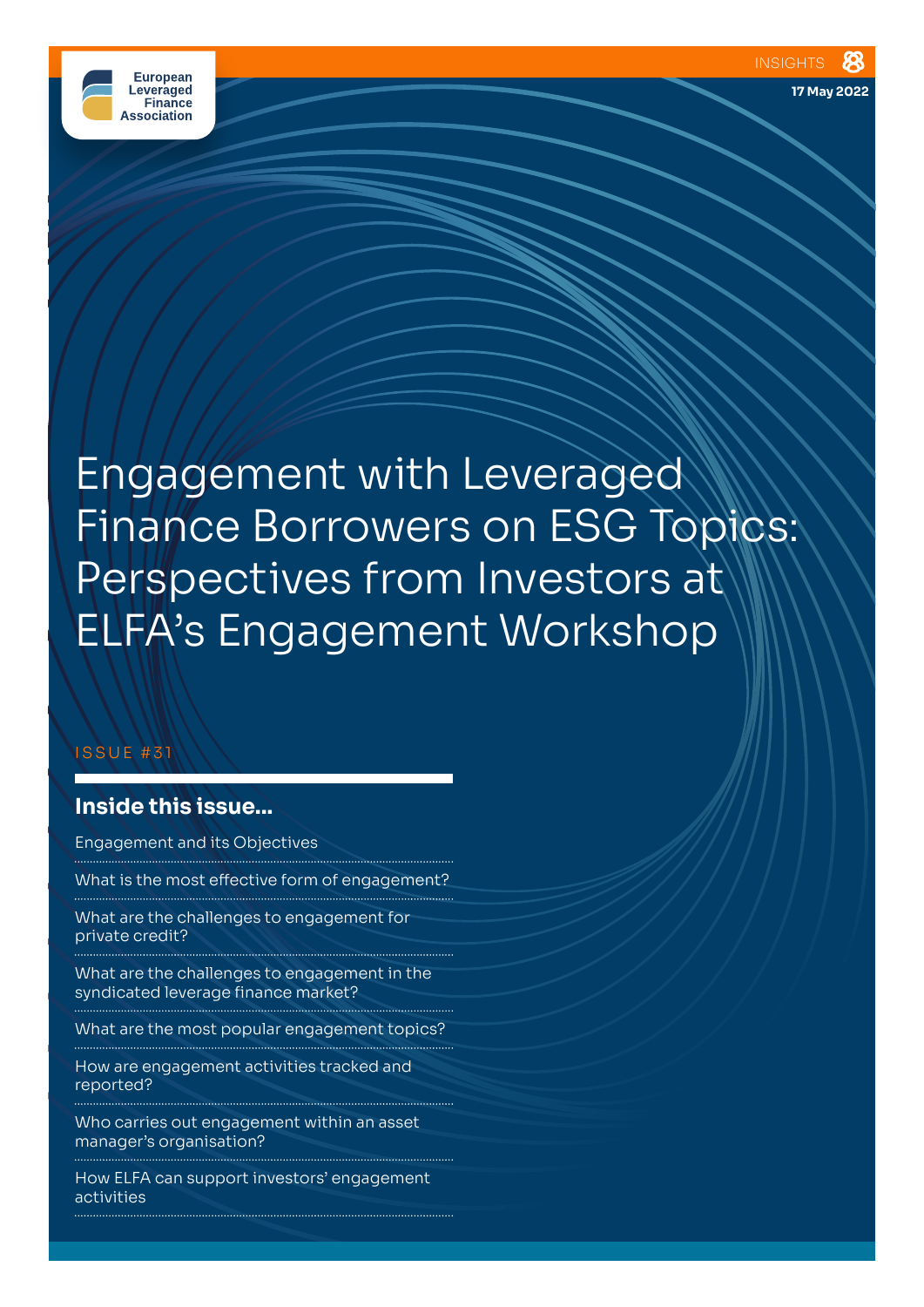European Leveraged Finance Association

INSIGHTS

17 May 2022

# Engagement with Leveraged Finance Borrowers on ESG Topics: Perspectives from Investors at ELFA's Engagement Workshop

ISSUE #31

## Inside this issue...

- Engagement and its Objectives
- What is the most effective form of engagement?
- What are the challenges to engagement for private credit?
- What are the challenges to engagement in the syndicated leverage finance market?
- What are the most popular engagement topics?
- How are engagement activities tracked and reported?
- Who carries out engagement within an asset manager's organisation?
- How ELFA can support investors' engagement activities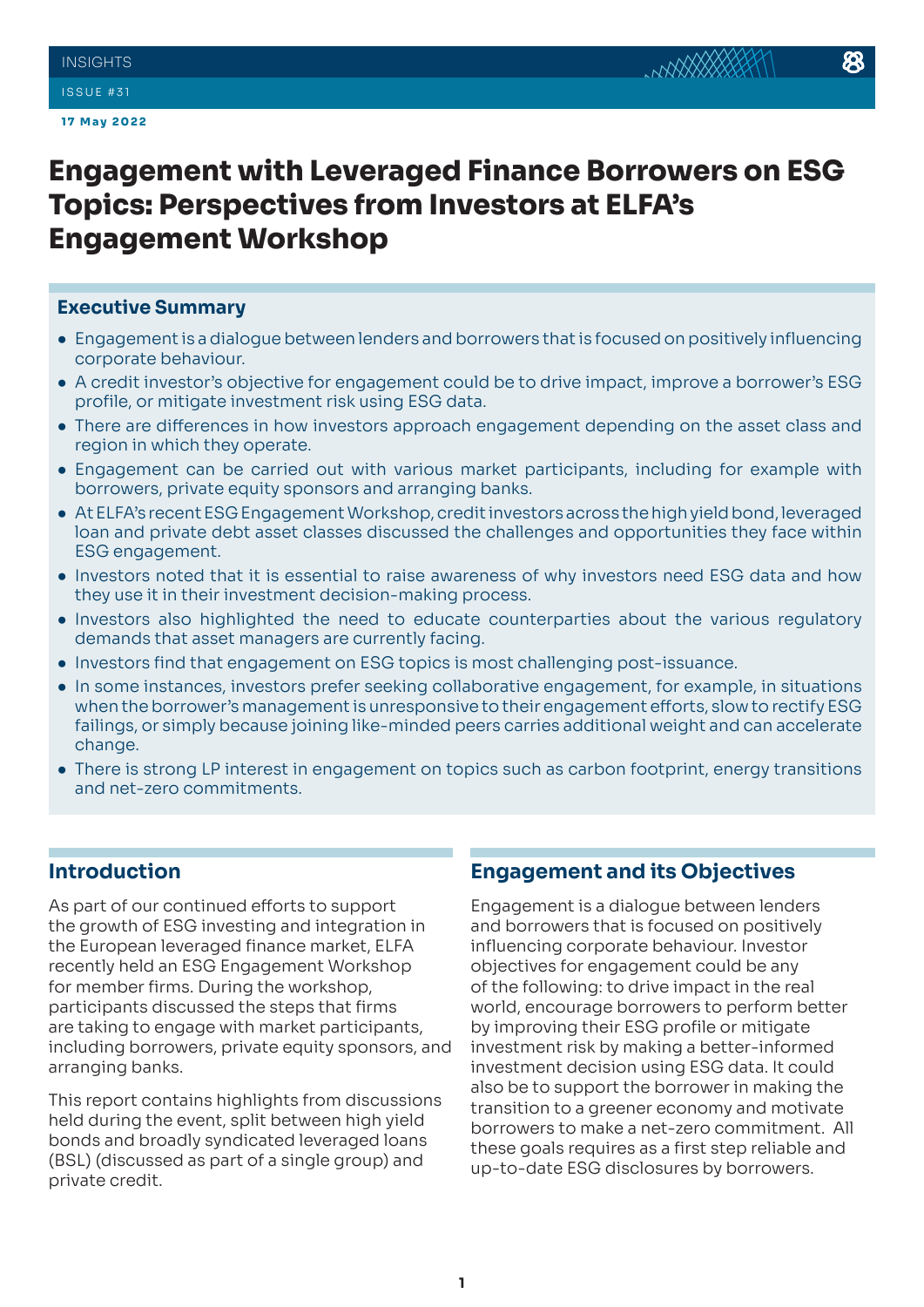INSIGHTS

ISSUE #31

**17 May 2022**

# Engagement with Leveraged Finance Borrowers on ESG Topics: Perspectives from Investors at ELFA's Engagement Workshop

## Executive Summary

- Engagement is a dialogue between lenders and borrowers that is focused on positively influencing corporate behaviour.
- A credit investor's objective for engagement could be to drive impact, improve a borrower's ESG profile, or mitigate investment risk using ESG data.
- There are differences in how investors approach engagement depending on the asset class and region in which they operate.
- Engagement can be carried out with various market participants, including for example with borrowers, private equity sponsors and arranging banks.
- At ELFA's recent ESG Engagement Workshop, credit investors across the high yield bond, leveraged loan and private debt asset classes discussed the challenges and opportunities they face within ESG engagement.
- Investors noted that it is essential to raise awareness of why investors need ESG data and how they use it in their investment decision-making process.
- Investors also highlighted the need to educate counterparties about the various regulatory demands that asset managers are currently facing.
- Investors find that engagement on ESG topics is most challenging post-issuance.
- In some instances, investors prefer seeking collaborative engagement, for example, in situations when the borrower's management is unresponsive to their engagement efforts, slow to rectify ESG failings, or simply because joining like-minded peers carries additional weight and can accelerate change.
- There is strong LP interest in engagement on topics such as carbon footprint, energy transitions and net-zero commitments.

## Introduction

As part of our continued efforts to support the growth of ESG investing and integration in the European leveraged finance market, ELFA recently held an ESG Engagement Workshop for member firms. During the workshop, participants discussed the steps that firms are taking to engage with market participants, including borrowers, private equity sponsors, and arranging banks.

This report contains highlights from discussions held during the event, split between high yield bonds and broadly syndicated leveraged loans (BSL) (discussed as part of a single group) and private credit.

## Engagement and its Objectives

Engagement is a dialogue between lenders and borrowers that is focused on positively influencing corporate behaviour. Investor objectives for engagement could be any of the following: to drive impact in the real world, encourage borrowers to perform better by improving their ESG profile or mitigate investment risk by making a better-informed investment decision using ESG data. It could also be to support the borrower in making the transition to a greener economy and motivate borrowers to make a net-zero commitment. All these goals requires as a first step reliable and up-to-date ESG disclosures by borrowers.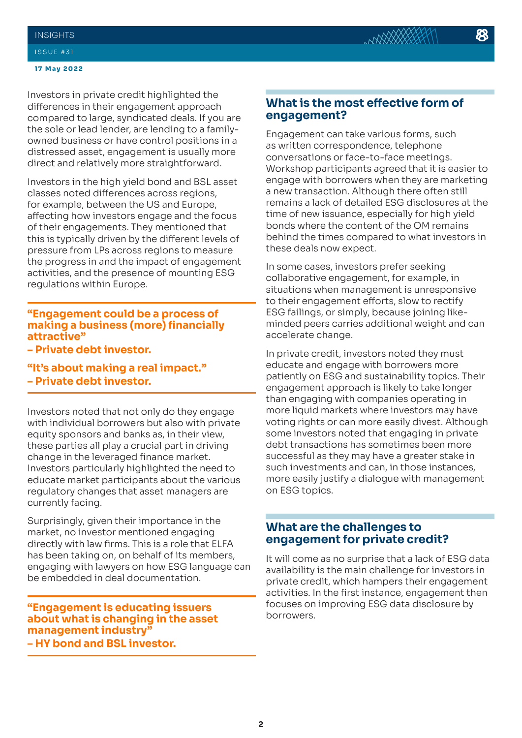Investors in private credit highlighted the differences in their engagement approach compared to large, syndicated deals. If you are the sole or lead lender, are lending to a family-owned business or have control positions in a distressed asset, engagement is usually more direct and relatively more straightforward.

Investors in the high yield bond and BSL asset classes noted differences across regions, for example, between the US and Europe, affecting how investors engage and the focus of their engagements. They mentioned that this is typically driven by the different levels of pressure from LPs across regions to measure the progress in and the impact of engagement activities, and the presence of mounting ESG regulations within Europe.

> **"Engagement could be a process of making a business (more) financially attractive"**
> **– Private debt investor.**
>
> **"It's about making a real impact."**
> **– Private debt investor.**

Investors noted that not only do they engage with individual borrowers but also with private equity sponsors and banks as, in their view, these parties all play a crucial part in driving change in the leveraged finance market. Investors particularly highlighted the need to educate market participants about the various regulatory changes that asset managers are currently facing.

Surprisingly, given their importance in the market, no investor mentioned engaging directly with law firms. This is a role that ELFA has been taking on, on behalf of its members, engaging with lawyers on how ESG language can be embedded in deal documentation.

> **"Engagement is educating issuers about what is changing in the asset management industry"**
> **– HY bond and BSL investor.**

## What is the most effective form of engagement?

Engagement can take various forms, such as written correspondence, telephone conversations or face-to-face meetings. Workshop participants agreed that it is easier to engage with borrowers when they are marketing a new transaction. Although there often still remains a lack of detailed ESG disclosures at the time of new issuance, especially for high yield bonds where the content of the OM remains behind the times compared to what investors in these deals now expect.

In some cases, investors prefer seeking collaborative engagement, for example, in situations when management is unresponsive to their engagement efforts, slow to rectify ESG failings, or simply, because joining like-minded peers carries additional weight and can accelerate change.

In private credit, investors noted they must educate and engage with borrowers more patiently on ESG and sustainability topics. Their engagement approach is likely to take longer than engaging with companies operating in more liquid markets where investors may have voting rights or can more easily divest. Although some investors noted that engaging in private debt transactions has sometimes been more successful as they may have a greater stake in such investments and can, in those instances, more easily justify a dialogue with management on ESG topics.

## What are the challenges to engagement for private credit?

It will come as no surprise that a lack of ESG data availability is the main challenge for investors in private credit, which hampers their engagement activities. In the first instance, engagement then focuses on improving ESG data disclosure by borrowers.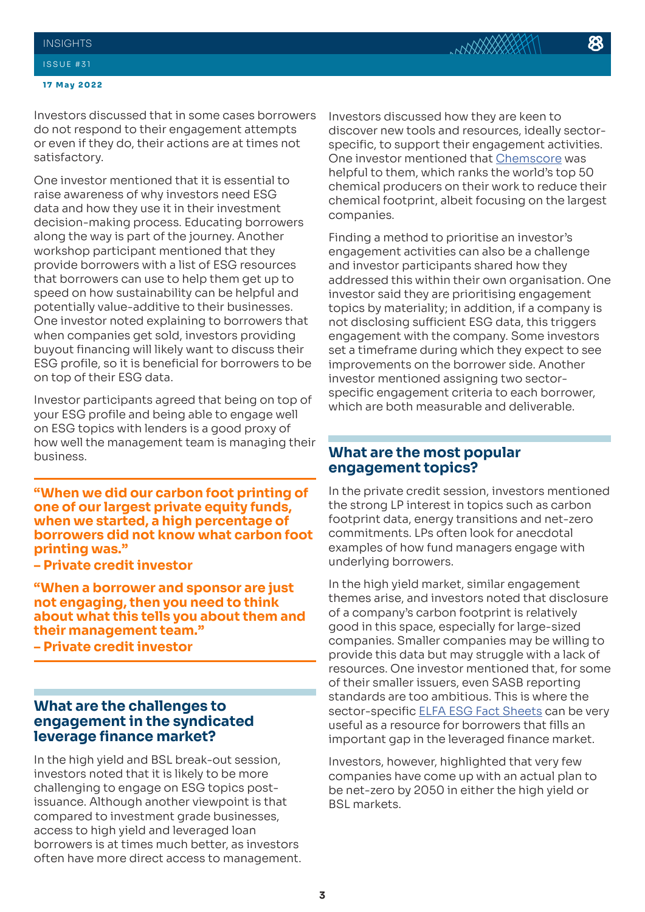Investors discussed that in some cases borrowers do not respond to their engagement attempts or even if they do, their actions are at times not satisfactory.

One investor mentioned that it is essential to raise awareness of why investors need ESG data and how they use it in their investment decision-making process. Educating borrowers along the way is part of the journey. Another workshop participant mentioned that they provide borrowers with a list of ESG resources that borrowers can use to help them get up to speed on how sustainability can be helpful and potentially value-additive to their businesses. One investor noted explaining to borrowers that when companies get sold, investors providing buyout financing will likely want to discuss their ESG profile, so it is beneficial for borrowers to be on top of their ESG data.

Investor participants agreed that being on top of your ESG profile and being able to engage well on ESG topics with lenders is a good proxy of how well the management team is managing their business.

> **"When we did our carbon foot printing of one of our largest private equity funds, when we started, a high percentage of borrowers did not know what carbon foot printing was."**
> **– Private credit investor**

> **"When a borrower and sponsor are just not engaging, then you need to think about what this tells you about them and their management team."**
> **– Private credit investor**

## What are the challenges to engagement in the syndicated leverage finance market?

In the high yield and BSL break-out session, investors noted that it is likely to be more challenging to engage on ESG topics post-issuance. Although another viewpoint is that compared to investment grade businesses, access to high yield and leveraged loan borrowers is at times much better, as investors often have more direct access to management.

Investors discussed how they are keen to discover new tools and resources, ideally sector-specific, to support their engagement activities. One investor mentioned that Chemscore was helpful to them, which ranks the world's top 50 chemical producers on their work to reduce their chemical footprint, albeit focusing on the largest companies.

Finding a method to prioritise an investor's engagement activities can also be a challenge and investor participants shared how they addressed this within their own organisation. One investor said they are prioritising engagement topics by materiality; in addition, if a company is not disclosing sufficient ESG data, this triggers engagement with the company. Some investors set a timeframe during which they expect to see improvements on the borrower side. Another investor mentioned assigning two sector-specific engagement criteria to each borrower, which are both measurable and deliverable.

## What are the most popular engagement topics?

In the private credit session, investors mentioned the strong LP interest in topics such as carbon footprint data, energy transitions and net-zero commitments. LPs often look for anecdotal examples of how fund managers engage with underlying borrowers.

In the high yield market, similar engagement themes arise, and investors noted that disclosure of a company's carbon footprint is relatively good in this space, especially for large-sized companies. Smaller companies may be willing to provide this data but may struggle with a lack of resources. One investor mentioned that, for some of their smaller issuers, even SASB reporting standards are too ambitious. This is where the sector-specific ELFA ESG Fact Sheets can be very useful as a resource for borrowers that fills an important gap in the leveraged finance market.

Investors, however, highlighted that very few companies have come up with an actual plan to be net-zero by 2050 in either the high yield or BSL markets.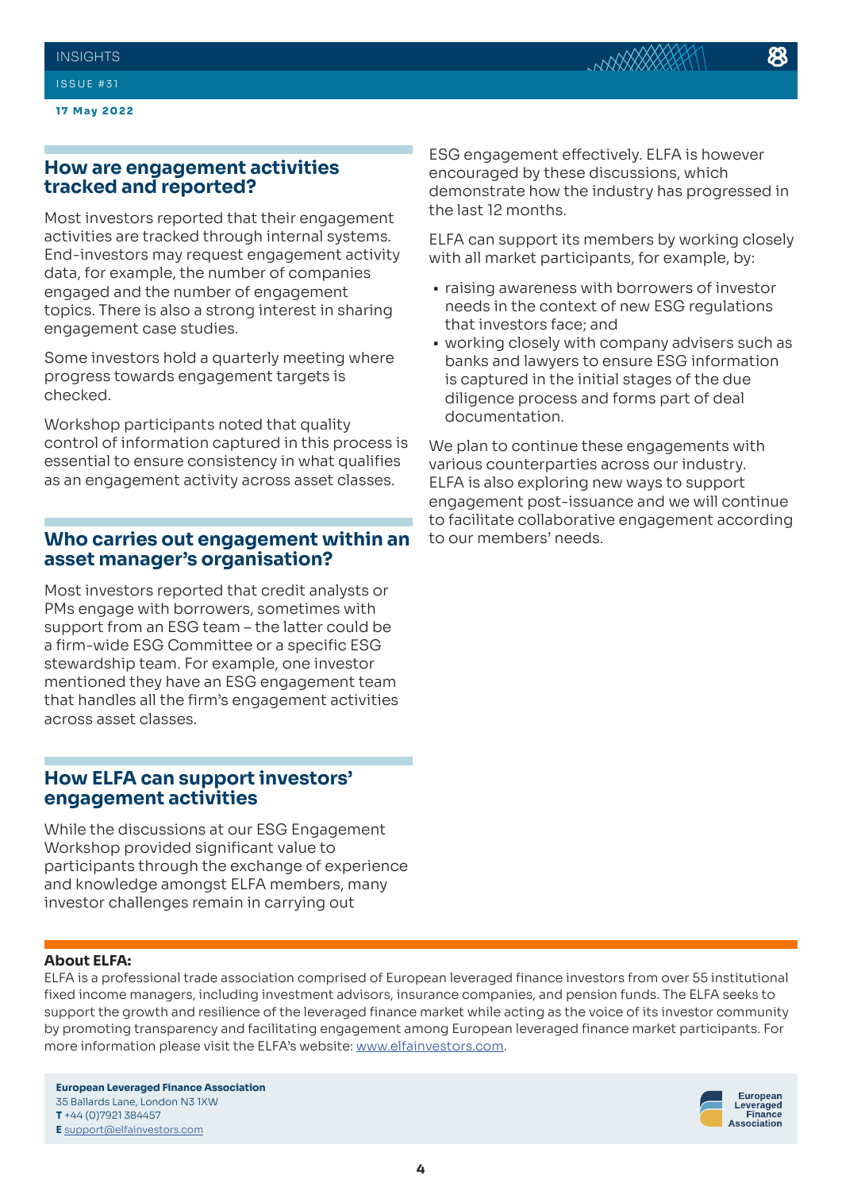## How are engagement activities tracked and reported?

Most investors reported that their engagement activities are tracked through internal systems. End-investors may request engagement activity data, for example, the number of companies engaged and the number of engagement topics. There is also a strong interest in sharing engagement case studies.

Some investors hold a quarterly meeting where progress towards engagement targets is checked.

Workshop participants noted that quality control of information captured in this process is essential to ensure consistency in what qualifies as an engagement activity across asset classes.

## Who carries out engagement within an asset manager's organisation?

Most investors reported that credit analysts or PMs engage with borrowers, sometimes with support from an ESG team – the latter could be a firm-wide ESG Committee or a specific ESG stewardship team. For example, one investor mentioned they have an ESG engagement team that handles all the firm's engagement activities across asset classes.

## How ELFA can support investors' engagement activities

While the discussions at our ESG Engagement Workshop provided significant value to participants through the exchange of experience and knowledge amongst ELFA members, many investor challenges remain in carrying out ESG engagement effectively. ELFA is however encouraged by these discussions, which demonstrate how the industry has progressed in the last 12 months.

ELFA can support its members by working closely with all market participants, for example, by:

- raising awareness with borrowers of investor needs in the context of new ESG regulations that investors face; and
- working closely with company advisers such as banks and lawyers to ensure ESG information is captured in the initial stages of the due diligence process and forms part of deal documentation.

We plan to continue these engagements with various counterparties across our industry. ELFA is also exploring new ways to support engagement post-issuance and we will continue to facilitate collaborative engagement according to our members' needs.

**About ELFA:**
ELFA is a professional trade association comprised of European leveraged finance investors from over 55 institutional fixed income managers, including investment advisors, insurance companies, and pension funds. The ELFA seeks to support the growth and resilience of the leveraged finance market while acting as the voice of its investor community by promoting transparency and facilitating engagement among European leveraged finance market participants. For more information please visit the ELFA's website: www.elfainvestors.com.

**European Leveraged Finance Association**
35 Ballards Lane, London N3 1XW
**T** +44 (0)7921 384457
**E** support@elfainvestors.com